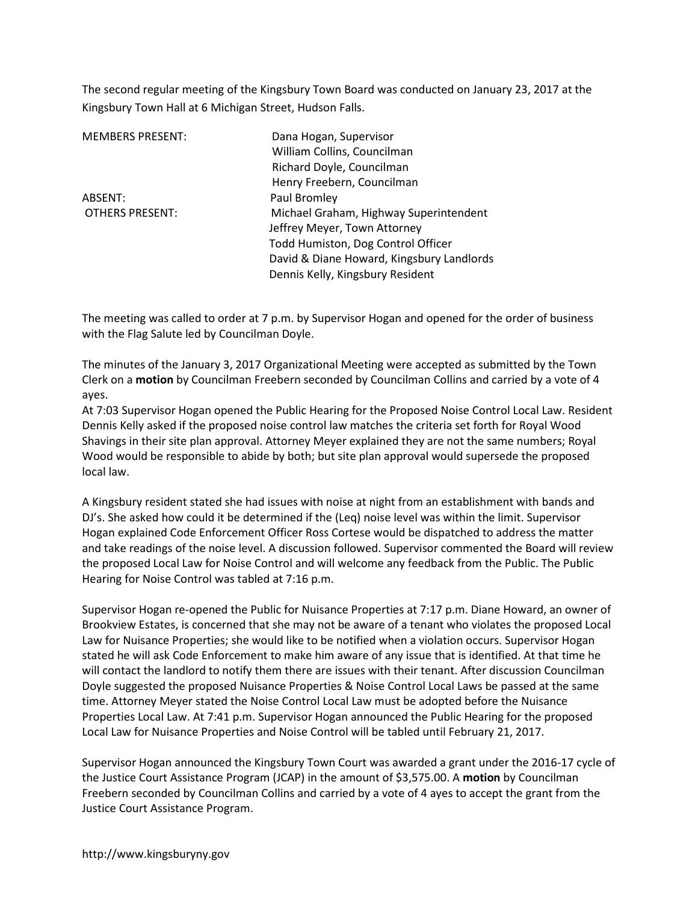The second regular meeting of the Kingsbury Town Board was conducted on January 23, 2017 at the Kingsbury Town Hall at 6 Michigan Street, Hudson Falls.

| | |
|---|---|
| MEMBERS PRESENT: | Dana Hogan, Supervisor |
| | William Collins, Councilman |
| | Richard Doyle, Councilman |
| | Henry Freebern, Councilman |
| ABSENT: | Paul Bromley |
| OTHERS PRESENT: | Michael Graham, Highway Superintendent |
| | Jeffrey Meyer, Town Attorney |
| | Todd Humiston, Dog Control Officer |
| | David & Diane Howard, Kingsbury Landlords |
| | Dennis Kelly, Kingsbury Resident |

The meeting was called to order at 7 p.m. by Supervisor Hogan and opened for the order of business with the Flag Salute led by Councilman Doyle.

The minutes of the January 3, 2017 Organizational Meeting were accepted as submitted by the Town Clerk on a **motion** by Councilman Freebern seconded by Councilman Collins and carried by a vote of 4 ayes.

At 7:03 Supervisor Hogan opened the Public Hearing for the Proposed Noise Control Local Law. Resident Dennis Kelly asked if the proposed noise control law matches the criteria set forth for Royal Wood Shavings in their site plan approval. Attorney Meyer explained they are not the same numbers; Royal Wood would be responsible to abide by both; but site plan approval would supersede the proposed local law.

A Kingsbury resident stated she had issues with noise at night from an establishment with bands and DJ's. She asked how could it be determined if the (Leq) noise level was within the limit. Supervisor Hogan explained Code Enforcement Officer Ross Cortese would be dispatched to address the matter and take readings of the noise level. A discussion followed. Supervisor commented the Board will review the proposed Local Law for Noise Control and will welcome any feedback from the Public. The Public Hearing for Noise Control was tabled at 7:16 p.m.

Supervisor Hogan re-opened the Public for Nuisance Properties at 7:17 p.m. Diane Howard, an owner of Brookview Estates, is concerned that she may not be aware of a tenant who violates the proposed Local Law for Nuisance Properties; she would like to be notified when a violation occurs. Supervisor Hogan stated he will ask Code Enforcement to make him aware of any issue that is identified. At that time he will contact the landlord to notify them there are issues with their tenant. After discussion Councilman Doyle suggested the proposed Nuisance Properties & Noise Control Local Laws be passed at the same time. Attorney Meyer stated the Noise Control Local Law must be adopted before the Nuisance Properties Local Law. At 7:41 p.m. Supervisor Hogan announced the Public Hearing for the proposed Local Law for Nuisance Properties and Noise Control will be tabled until February 21, 2017.

Supervisor Hogan announced the Kingsbury Town Court was awarded a grant under the 2016-17 cycle of the Justice Court Assistance Program (JCAP) in the amount of $3,575.00. A **motion** by Councilman Freebern seconded by Councilman Collins and carried by a vote of 4 ayes to accept the grant from the Justice Court Assistance Program.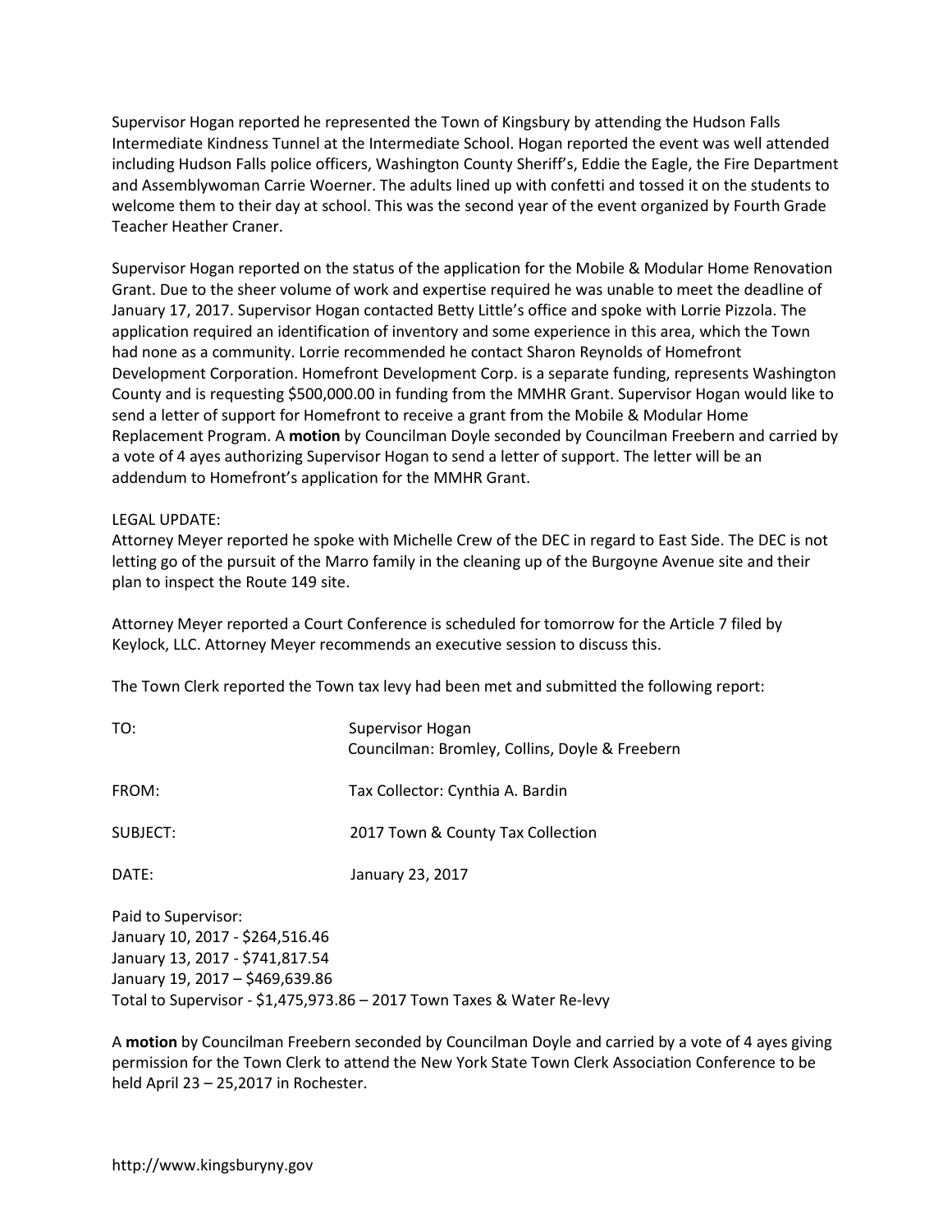Supervisor Hogan reported he represented the Town of Kingsbury by attending the Hudson Falls Intermediate Kindness Tunnel at the Intermediate School. Hogan reported the event was well attended including Hudson Falls police officers, Washington County Sheriff's, Eddie the Eagle, the Fire Department and Assemblywoman Carrie Woerner. The adults lined up with confetti and tossed it on the students to welcome them to their day at school. This was the second year of the event organized by Fourth Grade Teacher Heather Craner.

Supervisor Hogan reported on the status of the application for the Mobile & Modular Home Renovation Grant. Due to the sheer volume of work and expertise required he was unable to meet the deadline of January 17, 2017. Supervisor Hogan contacted Betty Little's office and spoke with Lorrie Pizzola. The application required an identification of inventory and some experience in this area, which the Town had none as a community. Lorrie recommended he contact Sharon Reynolds of Homefront Development Corporation. Homefront Development Corp. is a separate funding, represents Washington County and is requesting $500,000.00 in funding from the MMHR Grant. Supervisor Hogan would like to send a letter of support for Homefront to receive a grant from the Mobile & Modular Home Replacement Program. A **motion** by Councilman Doyle seconded by Councilman Freebern and carried by a vote of 4 ayes authorizing Supervisor Hogan to send a letter of support. The letter will be an addendum to Homefront's application for the MMHR Grant.

LEGAL UPDATE:

Attorney Meyer reported he spoke with Michelle Crew of the DEC in regard to East Side. The DEC is not letting go of the pursuit of the Marro family in the cleaning up of the Burgoyne Avenue site and their plan to inspect the Route 149 site.

Attorney Meyer reported a Court Conference is scheduled for tomorrow for the Article 7 filed by Keylock, LLC. Attorney Meyer recommends an executive session to discuss this.

The Town Clerk reported the Town tax levy had been met and submitted the following report:

TO: Supervisor Hogan
Councilman: Bromley, Collins, Doyle & Freebern

FROM: Tax Collector: Cynthia A. Bardin

SUBJECT: 2017 Town & County Tax Collection

DATE: January 23, 2017

Paid to Supervisor:
January 10, 2017 - $264,516.46
January 13, 2017 - $741,817.54
January 19, 2017 – $469,639.86
Total to Supervisor - $1,475,973.86 – 2017 Town Taxes & Water Re-levy

A **motion** by Councilman Freebern seconded by Councilman Doyle and carried by a vote of 4 ayes giving permission for the Town Clerk to attend the New York State Town Clerk Association Conference to be held April 23 – 25,2017 in Rochester.

http://www.kingsburyny.gov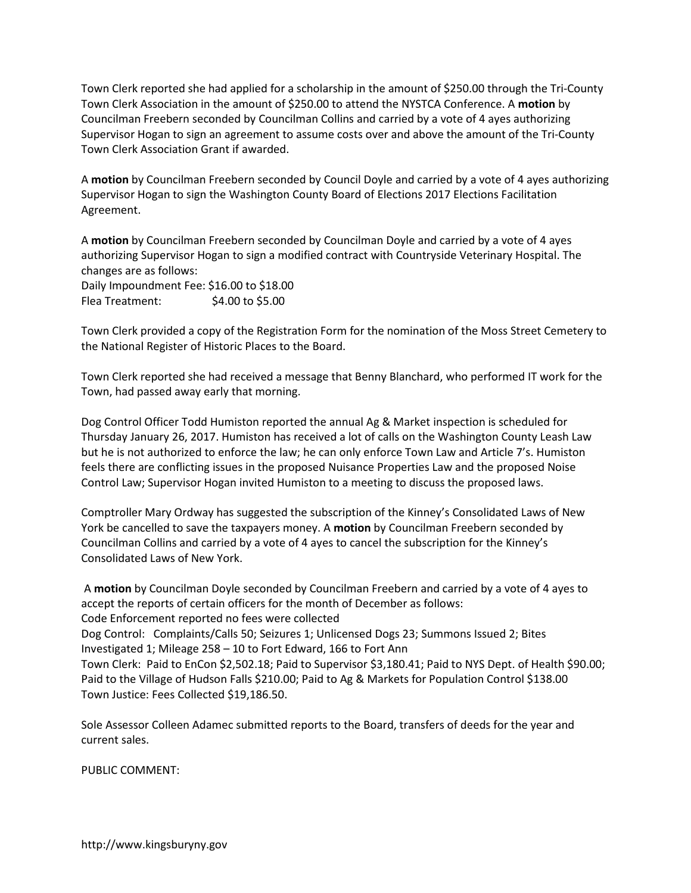Town Clerk reported she had applied for a scholarship in the amount of $250.00 through the Tri-County Town Clerk Association in the amount of $250.00 to attend the NYSTCA Conference. A **motion** by Councilman Freebern seconded by Councilman Collins and carried by a vote of 4 ayes authorizing Supervisor Hogan to sign an agreement to assume costs over and above the amount of the Tri-County Town Clerk Association Grant if awarded.

A **motion** by Councilman Freebern seconded by Council Doyle and carried by a vote of 4 ayes authorizing Supervisor Hogan to sign the Washington County Board of Elections 2017 Elections Facilitation Agreement.

A **motion** by Councilman Freebern seconded by Councilman Doyle and carried by a vote of 4 ayes authorizing Supervisor Hogan to sign a modified contract with Countryside Veterinary Hospital. The changes are as follows:
Daily Impoundment Fee: $16.00 to $18.00
Flea Treatment: $4.00 to $5.00

Town Clerk provided a copy of the Registration Form for the nomination of the Moss Street Cemetery to the National Register of Historic Places to the Board.

Town Clerk reported she had received a message that Benny Blanchard, who performed IT work for the Town, had passed away early that morning.

Dog Control Officer Todd Humiston reported the annual Ag & Market inspection is scheduled for Thursday January 26, 2017. Humiston has received a lot of calls on the Washington County Leash Law but he is not authorized to enforce the law; he can only enforce Town Law and Article 7's. Humiston feels there are conflicting issues in the proposed Nuisance Properties Law and the proposed Noise Control Law; Supervisor Hogan invited Humiston to a meeting to discuss the proposed laws.

Comptroller Mary Ordway has suggested the subscription of the Kinney's Consolidated Laws of New York be cancelled to save the taxpayers money. A **motion** by Councilman Freebern seconded by Councilman Collins and carried by a vote of 4 ayes to cancel the subscription for the Kinney's Consolidated Laws of New York.

A **motion** by Councilman Doyle seconded by Councilman Freebern and carried by a vote of 4 ayes to accept the reports of certain officers for the month of December as follows:
Code Enforcement reported no fees were collected
Dog Control: Complaints/Calls 50; Seizures 1; Unlicensed Dogs 23; Summons Issued 2; Bites Investigated 1; Mileage 258 – 10 to Fort Edward, 166 to Fort Ann
Town Clerk: Paid to EnCon $2,502.18; Paid to Supervisor $3,180.41; Paid to NYS Dept. of Health $90.00; Paid to the Village of Hudson Falls $210.00; Paid to Ag & Markets for Population Control $138.00
Town Justice: Fees Collected $19,186.50.

Sole Assessor Colleen Adamec submitted reports to the Board, transfers of deeds for the year and current sales.

PUBLIC COMMENT: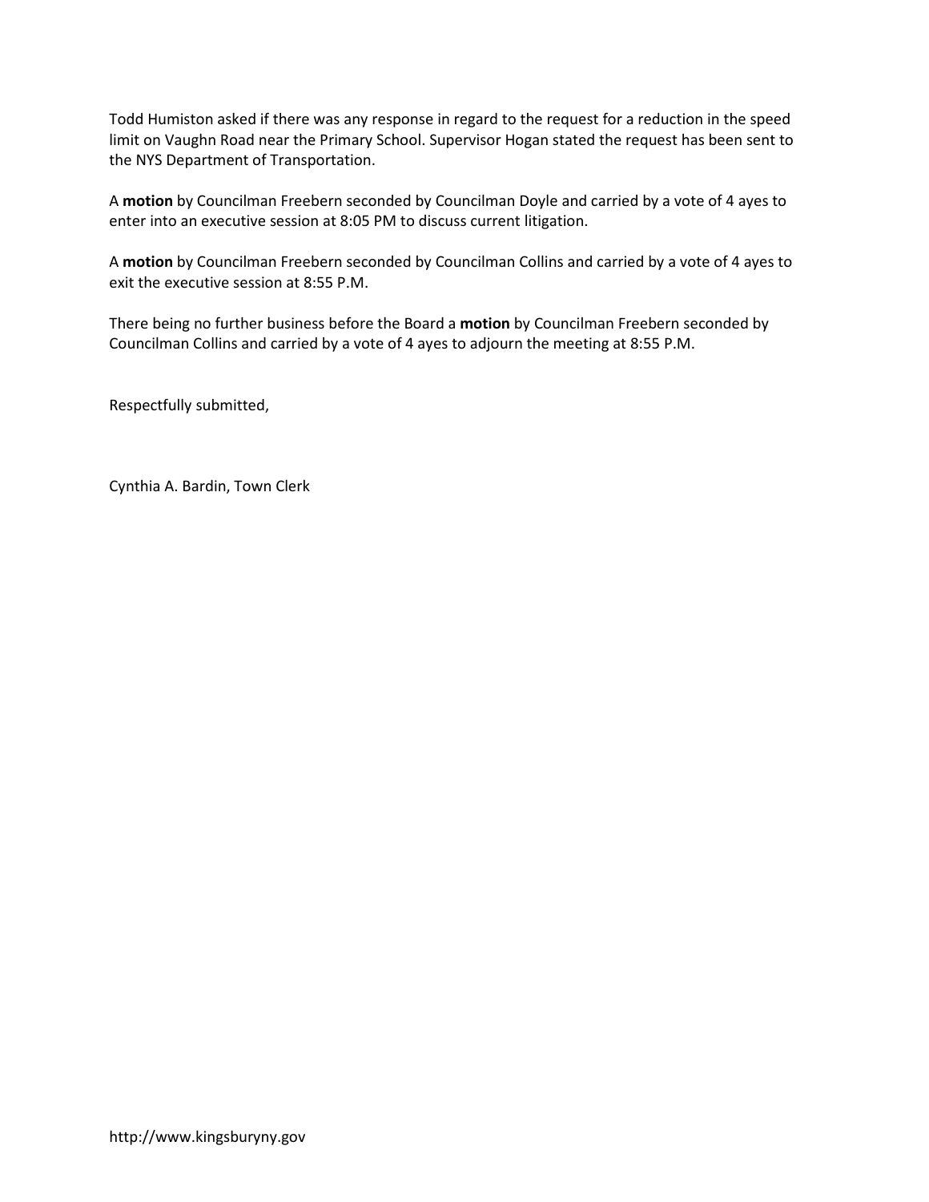Todd Humiston asked if there was any response in regard to the request for a reduction in the speed limit on Vaughn Road near the Primary School. Supervisor Hogan stated the request has been sent to the NYS Department of Transportation.

A **motion** by Councilman Freebern seconded by Councilman Doyle and carried by a vote of 4 ayes to enter into an executive session at 8:05 PM to discuss current litigation.

A **motion** by Councilman Freebern seconded by Councilman Collins and carried by a vote of 4 ayes to exit the executive session at 8:55 P.M.

There being no further business before the Board a **motion** by Councilman Freebern seconded by Councilman Collins and carried by a vote of 4 ayes to adjourn the meeting at 8:55 P.M.

Respectfully submitted,

Cynthia A. Bardin, Town Clerk